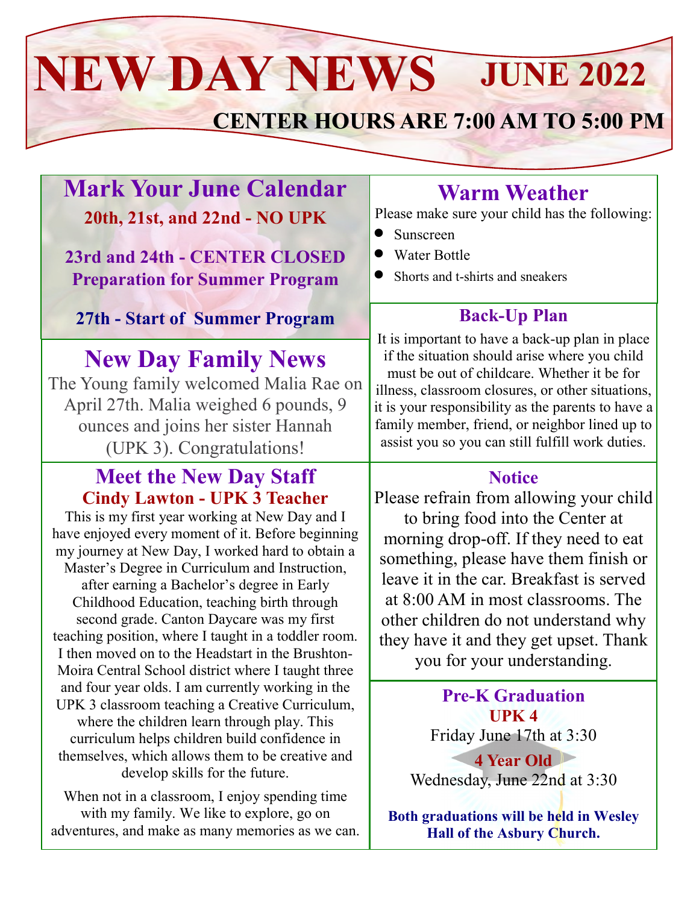# NEW DAY NEWS JUNE 2022

## CENTER HOURS ARE 7:00 AM TO 5:00 PM

## Mark Your June Calendar

**20th, 21st, and 22nd - NO UPK**

**23rd and 24th - CENTER CLOSED Preparation for Summer Program**

**27th - Start of Summer Program**

## New Day Family News

The Young family welcomed Malia Rae on April 27th. Malia weighed 6 pounds, 9 ounces and joins her sister Hannah (UPK 3). Congratulations!

## Meet the New Day Staff

### Cindy Lawton - UPK 3 Teacher

This is my first year working at New Day and I have enjoyed every moment of it. Before beginning my journey at New Day, I worked hard to obtain a Master's Degree in Curriculum and Instruction, after earning a Bachelor's degree in Early Childhood Education, teaching birth through second grade. Canton Daycare was my first teaching position, where I taught in a toddler room. I then moved on to the Headstart in the Brushton-Moira Central School district where I taught three and four year olds. I am currently working in the UPK 3 classroom teaching a Creative Curriculum, where the children learn through play. This curriculum helps children build confidence in themselves, which allows them to be creative and develop skills for the future.

When not in a classroom, I enjoy spending time with my family. We like to explore, go on adventures, and make as many memories as we can.

## Warm Weather

Please make sure your child has the following:

- Sunscreen
- Water Bottle
- Shorts and t-shirts and sneakers

### Back-Up Plan

It is important to have a back-up plan in place if the situation should arise where you child must be out of childcare. Whether it be for illness, classroom closures, or other situations, it is your responsibility as the parents to have a family member, friend, or neighbor lined up to assist you so you can still fulfill work duties.

### Notice

Please refrain from allowing your child to bring food into the Center at morning drop-off. If they need to eat something, please have them finish or leave it in the car. Breakfast is served at 8:00 AM in most classrooms. The other children do not understand why they have it and they get upset. Thank you for your understanding.

### Pre-K Graduation

**UPK 4**

Friday June 17th at 3:30

**4 Year Old**

Wednesday, June 22nd at 3:30

**Both graduations will be held in Wesley Hall of the Asbury Church.**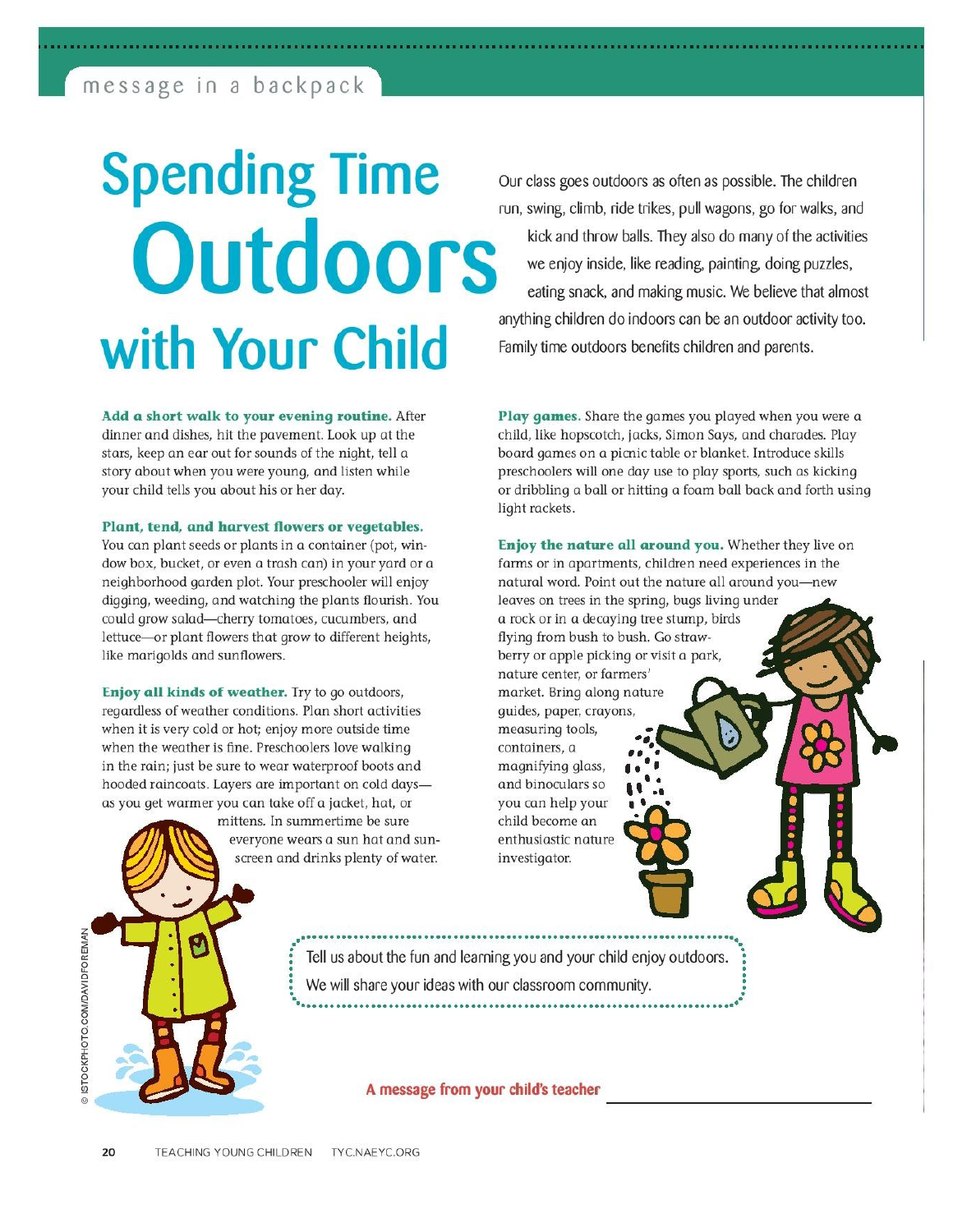message in a backpack

# Spending Time Outdoors with Your Child

Our class goes outdoors as often as possible. The children run, swing, climb, ride trikes, pull wagons, go for walks, and kick and throw balls. They also do many of the activities we enjoy inside, like reading, painting, doing puzzles, eating snack, and making music. We believe that almost anything children do indoors can be an outdoor activity too. Family time outdoors benefits children and parents.

**Add a short walk to your evening routine.** After dinner and dishes, hit the pavement. Look up at the stars, keep an ear out for sounds of the night, tell a story about when you were young, and listen while your child tells you about his or her day.

**Plant, tend, and harvest flowers or vegetables.** You can plant seeds or plants in a container (pot, window box, bucket, or even a trash can) in your yard or a neighborhood garden plot. Your preschooler will enjoy digging, weeding, and watching the plants flourish. You could grow salad—cherry tomatoes, cucumbers, and lettuce—or plant flowers that grow to different heights, like marigolds and sunflowers.

**Enjoy all kinds of weather.** Try to go outdoors, regardless of weather conditions. Plan short activities when it is very cold or hot; enjoy more outside time when the weather is fine. Preschoolers love walking in the rain; just be sure to wear waterproof boots and hooded raincoats. Layers are important on cold days—as you get warmer you can take off a jacket, hat, or mittens. In summertime be sure everyone wears a sun hat and sunscreen and drinks plenty of water.

**Play games.** Share the games you played when you were a child, like hopscotch, jacks, Simon Says, and charades. Play board games on a picnic table or blanket. Introduce skills preschoolers will one day use to play sports, such as kicking or dribbling a ball or hitting a foam ball back and forth using light rackets.

**Enjoy the nature all around you.** Whether they live on farms or in apartments, children need experiences in the natural word. Point out the nature all around you—new leaves on trees in the spring, bugs living under a rock or in a decaying tree stump, birds flying from bush to bush. Go strawberry or apple picking or visit a park, nature center, or farmers' market. Bring along nature guides, paper, crayons, measuring tools, containers, a magnifying glass, and binoculars so you can help your child become an enthusiastic nature investigator.

Tell us about the fun and learning you and your child enjoy outdoors. We will share your ideas with our classroom community.

A message from your child's teacher ____________________

© ISTOCKPHOTO.COM/DAVIDFOREMAN